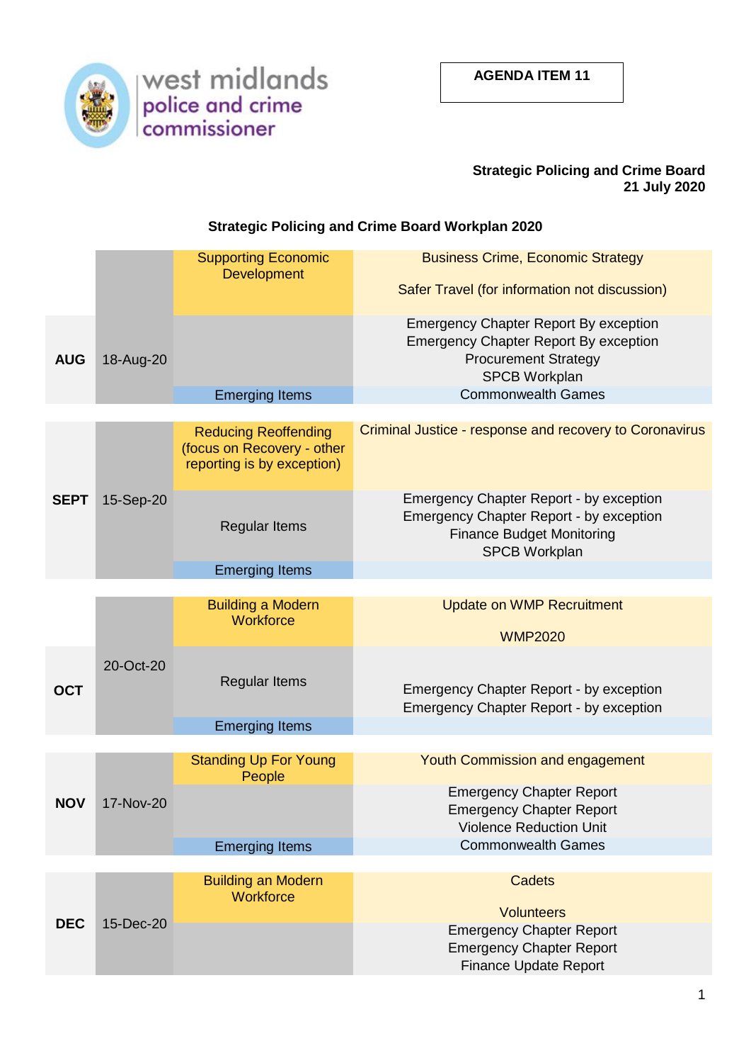west midlands police and crime commissioner

**AGENDA ITEM 11**

**Strategic Policing and Crime Board**
**21 July 2020**

**Strategic Policing and Crime Board Workplan 2020**

| Month | Date | Theme | Items |
|---|---|---|---|
| AUG | 18-Aug-20 | Supporting Economic Development | Business Crime, Economic Strategy<br><br>Safer Travel (for information not discussion) |
| | | | Emergency Chapter Report By exception<br>Emergency Chapter Report By exception<br>Procurement Strategy<br>SPCB Workplan |
| | | Emerging Items | Commonwealth Games |
| SEPT | 15-Sep-20 | Reducing Reoffending (focus on Recovery - other reporting is by exception) | Criminal Justice - response and recovery to Coronavirus |
| | | Regular Items | Emergency Chapter Report - by exception<br>Emergency Chapter Report - by exception<br>Finance Budget Monitoring<br>SPCB Workplan |
| | | Emerging Items | |
| OCT | 20-Oct-20 | Building a Modern Workforce | Update on WMP Recruitment<br><br>WMP2020 |
| | | Regular Items | Emergency Chapter Report - by exception<br>Emergency Chapter Report - by exception |
| | | Emerging Items | |
| NOV | 17-Nov-20 | Standing Up For Young People | Youth Commission and engagement |
| | | | Emergency Chapter Report<br>Emergency Chapter Report<br>Violence Reduction Unit |
| | | Emerging Items | Commonwealth Games |
| DEC | 15-Dec-20 | Building an Modern Workforce | Cadets<br><br>Volunteers |
| | | | Emergency Chapter Report<br>Emergency Chapter Report<br>Finance Update Report |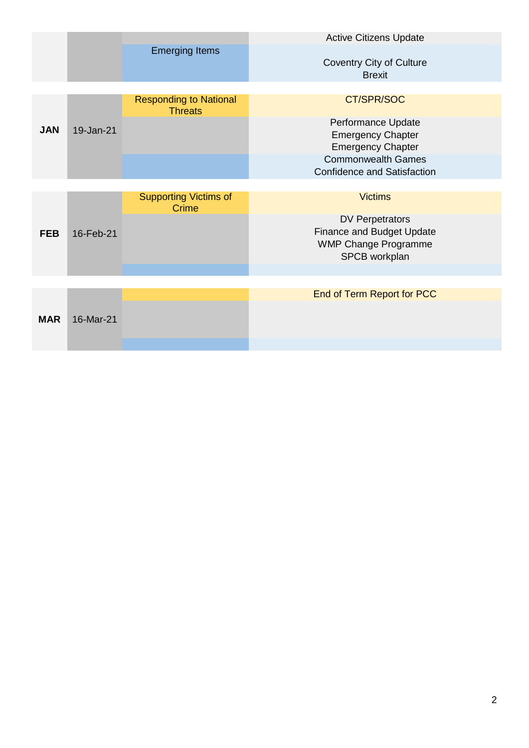| | | | |
|---|---|---|---|
| | | | Active Citizens Update |
| | | Emerging Items | Coventry City of Culture<br>Brexit |
| **JAN** | 19-Jan-21 | Responding to National Threats | CT/SPR/SOC |
| | | | Performance Update<br>Emergency Chapter<br>Emergency Chapter |
| | | | Commonwealth Games<br>Confidence and Satisfaction |
| **FEB** | 16-Feb-21 | Supporting Victims of Crime | Victims |
| | | | DV Perpetrators<br>Finance and Budget Update<br>WMP Change Programme<br>SPCB workplan |
| | | | |
| **MAR** | 16-Mar-21 | | End of Term Report for PCC |
| | | | |
| | | | |